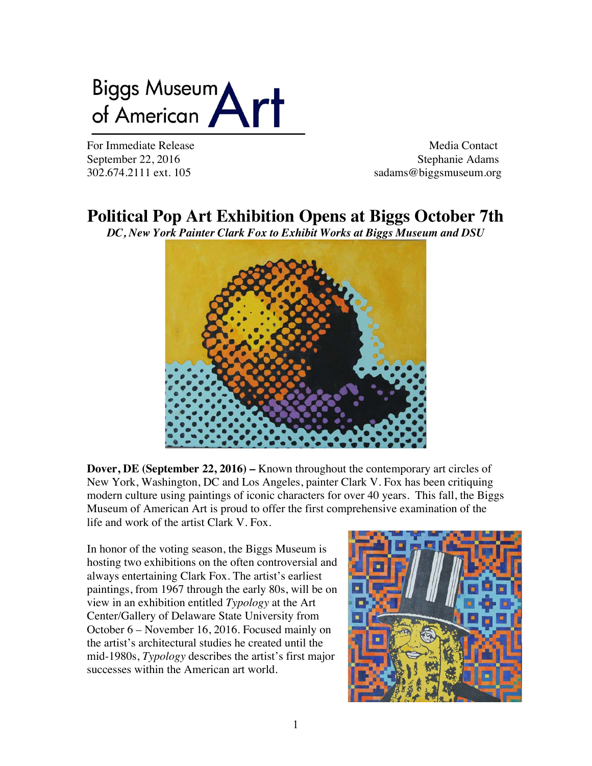Biggs Museum of American Art

For Immediate Release
September 22, 2016
302.674.2111 ext. 105

Media Contact
Stephanie Adams
sadams@biggsmuseum.org

# Political Pop Art Exhibition Opens at Biggs October 7th

***DC, New York Painter Clark Fox to Exhibit Works at Biggs Museum and DSU***

**Dover, DE (September 22, 2016) –** Known throughout the contemporary art circles of New York, Washington, DC and Los Angeles, painter Clark V. Fox has been critiquing modern culture using paintings of iconic characters for over 40 years. This fall, the Biggs Museum of American Art is proud to offer the first comprehensive examination of the life and work of the artist Clark V. Fox.

In honor of the voting season, the Biggs Museum is hosting two exhibitions on the often controversial and always entertaining Clark Fox. The artist's earliest paintings, from 1967 through the early 80s, will be on view in an exhibition entitled *Typology* at the Art Center/Gallery of Delaware State University from October 6 – November 16, 2016. Focused mainly on the artist's architectural studies he created until the mid-1980s, *Typology* describes the artist's first major successes within the American art world.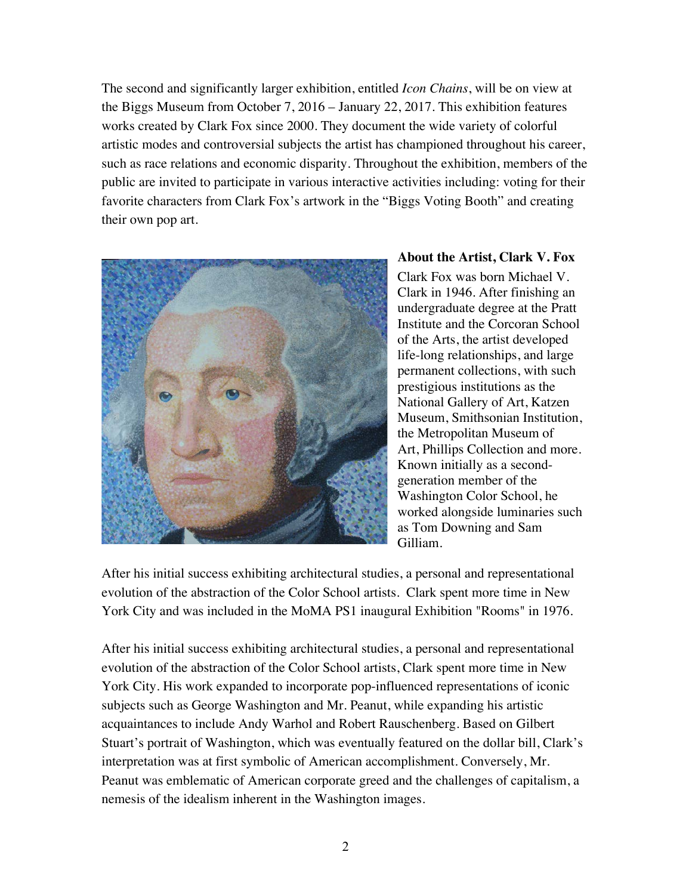The second and significantly larger exhibition, entitled *Icon Chains*, will be on view at the Biggs Museum from October 7, 2016 – January 22, 2017. This exhibition features works created by Clark Fox since 2000. They document the wide variety of colorful artistic modes and controversial subjects the artist has championed throughout his career, such as race relations and economic disparity. Throughout the exhibition, members of the public are invited to participate in various interactive activities including: voting for their favorite characters from Clark Fox's artwork in the "Biggs Voting Booth" and creating their own pop art.

**About the Artist, Clark V. Fox**

Clark Fox was born Michael V. Clark in 1946. After finishing an undergraduate degree at the Pratt Institute and the Corcoran School of the Arts, the artist developed life-long relationships, and large permanent collections, with such prestigious institutions as the National Gallery of Art, Katzen Museum, Smithsonian Institution, the Metropolitan Museum of Art, Phillips Collection and more. Known initially as a second-generation member of the Washington Color School, he worked alongside luminaries such as Tom Downing and Sam Gilliam.

After his initial success exhibiting architectural studies, a personal and representational evolution of the abstraction of the Color School artists. Clark spent more time in New York City and was included in the MoMA PS1 inaugural Exhibition "Rooms" in 1976.

After his initial success exhibiting architectural studies, a personal and representational evolution of the abstraction of the Color School artists, Clark spent more time in New York City. His work expanded to incorporate pop-influenced representations of iconic subjects such as George Washington and Mr. Peanut, while expanding his artistic acquaintances to include Andy Warhol and Robert Rauschenberg. Based on Gilbert Stuart's portrait of Washington, which was eventually featured on the dollar bill, Clark's interpretation was at first symbolic of American accomplishment. Conversely, Mr. Peanut was emblematic of American corporate greed and the challenges of capitalism, a nemesis of the idealism inherent in the Washington images.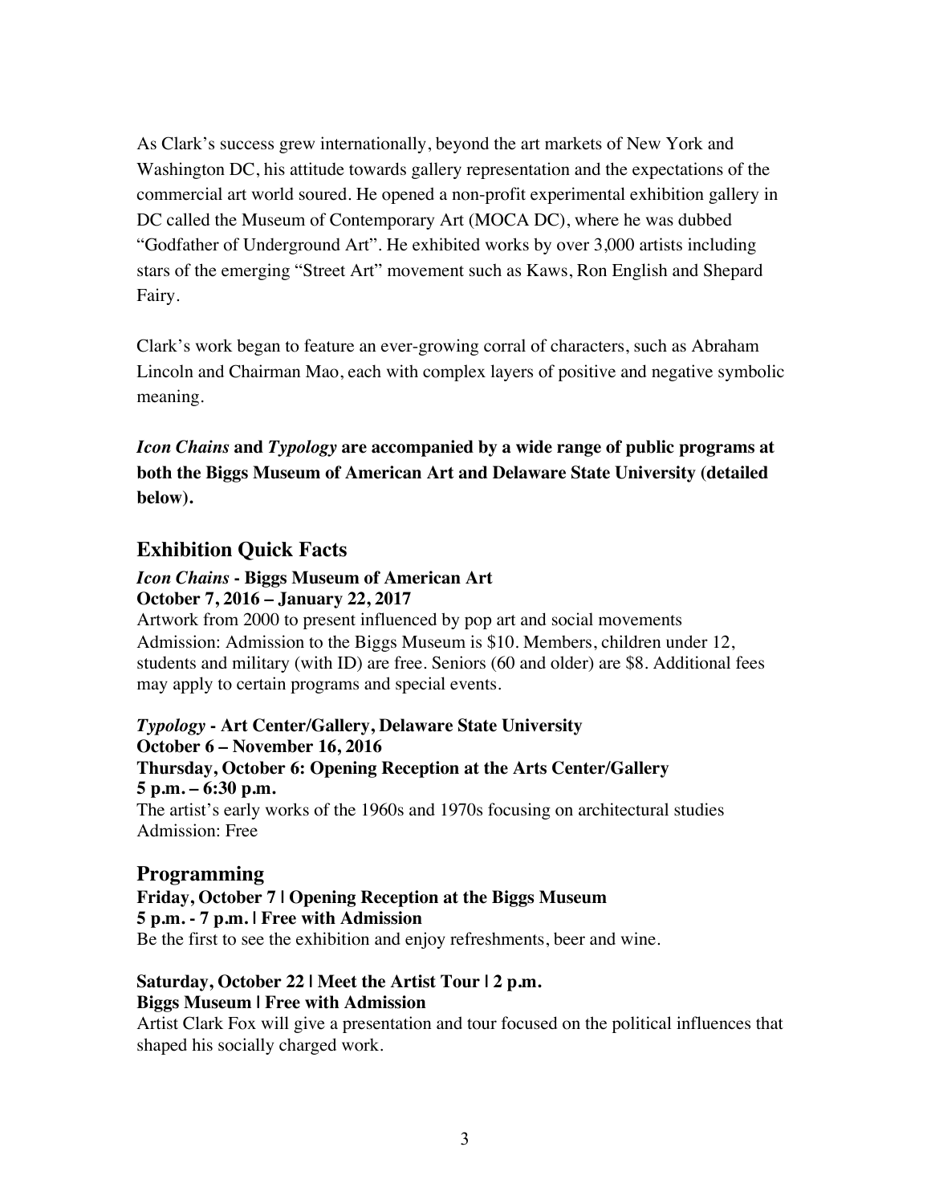As Clark's success grew internationally, beyond the art markets of New York and Washington DC, his attitude towards gallery representation and the expectations of the commercial art world soured. He opened a non-profit experimental exhibition gallery in DC called the Museum of Contemporary Art (MOCA DC), where he was dubbed "Godfather of Underground Art". He exhibited works by over 3,000 artists including stars of the emerging "Street Art" movement such as Kaws, Ron English and Shepard Fairy.

Clark's work began to feature an ever-growing corral of characters, such as Abraham Lincoln and Chairman Mao, each with complex layers of positive and negative symbolic meaning.

***Icon Chains* and *Typology* are accompanied by a wide range of public programs at both the Biggs Museum of American Art and Delaware State University (detailed below).**

## Exhibition Quick Facts

***Icon Chains* - Biggs Museum of American Art**
**October 7, 2016 – January 22, 2017**
Artwork from 2000 to present influenced by pop art and social movements
Admission: Admission to the Biggs Museum is $10. Members, children under 12, students and military (with ID) are free. Seniors (60 and older) are $8. Additional fees may apply to certain programs and special events.

***Typology* - Art Center/Gallery, Delaware State University**
**October 6 – November 16, 2016**
**Thursday, October 6: Opening Reception at the Arts Center/Gallery**
**5 p.m. – 6:30 p.m.**
The artist's early works of the 1960s and 1970s focusing on architectural studies
Admission: Free

## Programming

**Friday, October 7 | Opening Reception at the Biggs Museum**
**5 p.m. - 7 p.m. | Free with Admission**
Be the first to see the exhibition and enjoy refreshments, beer and wine.

**Saturday, October 22 | Meet the Artist Tour | 2 p.m.**
**Biggs Museum | Free with Admission**
Artist Clark Fox will give a presentation and tour focused on the political influences that shaped his socially charged work.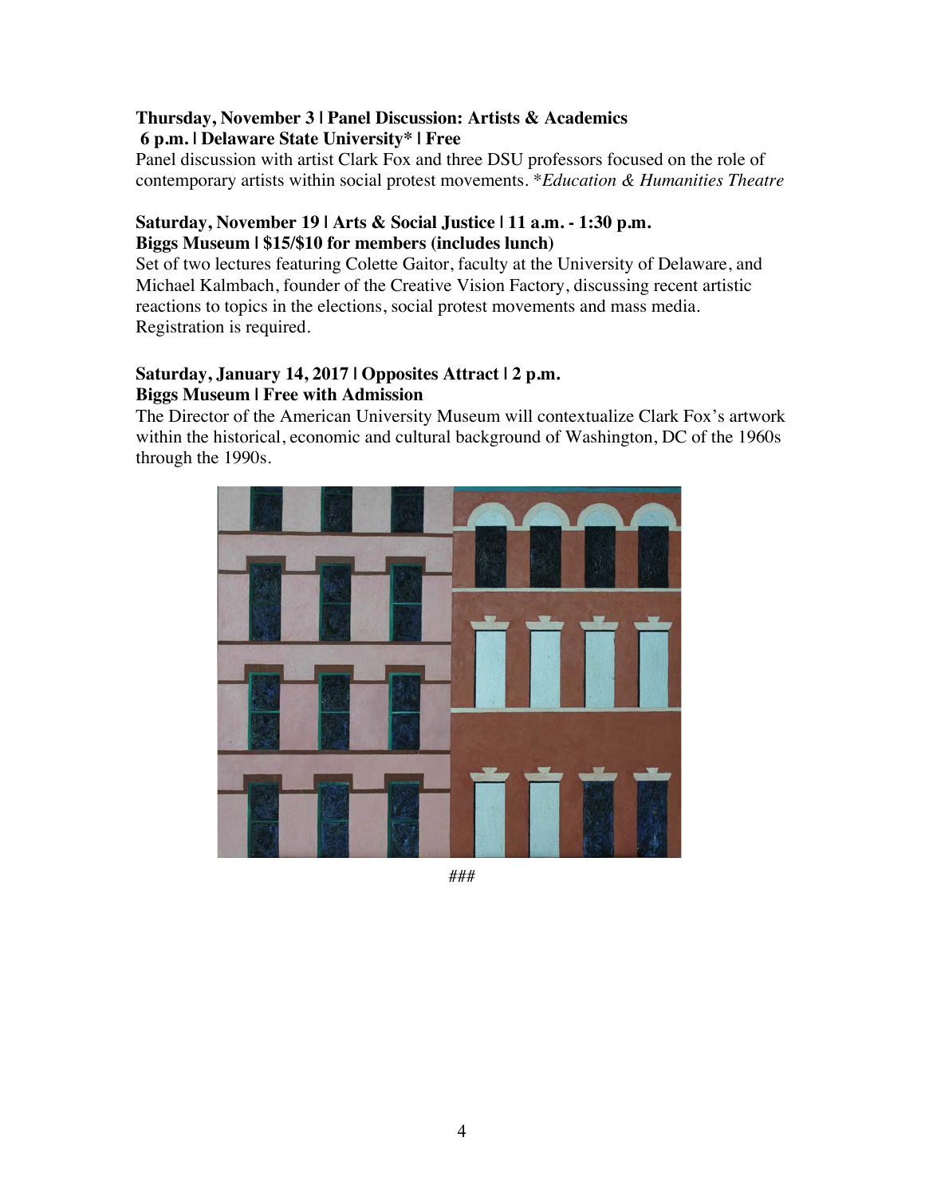**Thursday, November 3 | Panel Discussion: Artists & Academics**
**6 p.m. | Delaware State University* | Free**

Panel discussion with artist Clark Fox and three DSU professors focused on the role of contemporary artists within social protest movements. **Education & Humanities Theatre*

**Saturday, November 19 | Arts & Social Justice | 11 a.m. - 1:30 p.m.**
**Biggs Museum | $15/$10 for members (includes lunch)**

Set of two lectures featuring Colette Gaitor, faculty at the University of Delaware, and Michael Kalmbach, founder of the Creative Vision Factory, discussing recent artistic reactions to topics in the elections, social protest movements and mass media. Registration is required.

**Saturday, January 14, 2017 | Opposites Attract | 2 p.m.**
**Biggs Museum | Free with Admission**

The Director of the American University Museum will contextualize Clark Fox's artwork within the historical, economic and cultural background of Washington, DC of the 1960s through the 1990s.

###